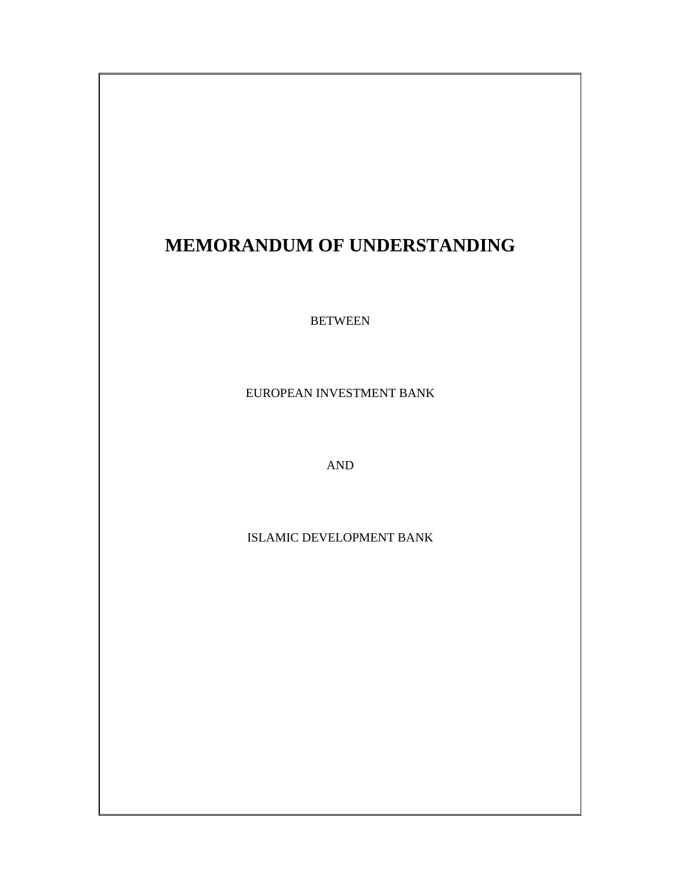# MEMORANDUM OF UNDERSTANDING

BETWEEN

EUROPEAN INVESTMENT BANK

AND

ISLAMIC DEVELOPMENT BANK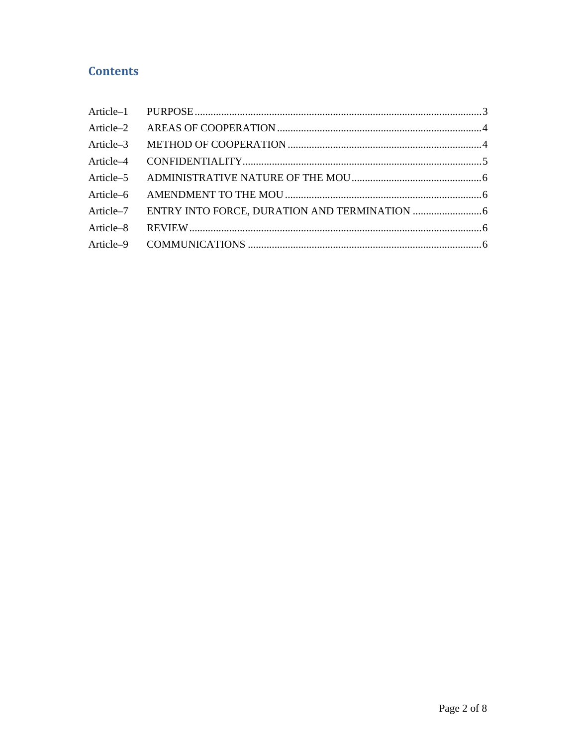## Contents

| | | |
|---|---|---|
| Article–1 | PURPOSE | 3 |
| Article–2 | AREAS OF COOPERATION | 4 |
| Article–3 | METHOD OF COOPERATION | 4 |
| Article–4 | CONFIDENTIALITY | 5 |
| Article–5 | ADMINISTRATIVE NATURE OF THE MOU | 6 |
| Article–6 | AMENDMENT TO THE MOU | 6 |
| Article–7 | ENTRY INTO FORCE, DURATION AND TERMINATION | 6 |
| Article–8 | REVIEW | 6 |
| Article–9 | COMMUNICATIONS | 6 |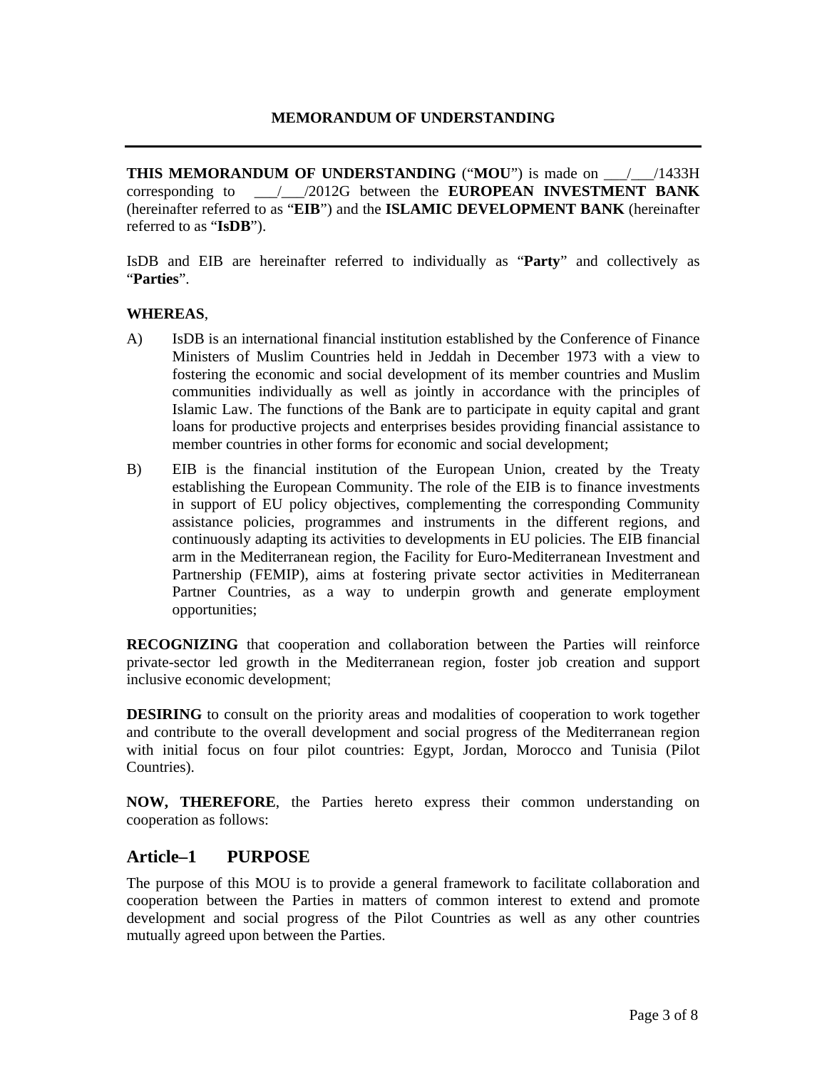**MEMORANDUM OF UNDERSTANDING**

---

**THIS MEMORANDUM OF UNDERSTANDING** ("**MOU**") is made on ___/___/1433H corresponding to ___/___/2012G between the **EUROPEAN INVESTMENT BANK** (hereinafter referred to as "**EIB**") and the **ISLAMIC DEVELOPMENT BANK** (hereinafter referred to as "**IsDB**").

IsDB and EIB are hereinafter referred to individually as "**Party**" and collectively as "**Parties**".

**WHEREAS**,

A) IsDB is an international financial institution established by the Conference of Finance Ministers of Muslim Countries held in Jeddah in December 1973 with a view to fostering the economic and social development of its member countries and Muslim communities individually as well as jointly in accordance with the principles of Islamic Law. The functions of the Bank are to participate in equity capital and grant loans for productive projects and enterprises besides providing financial assistance to member countries in other forms for economic and social development;

B) EIB is the financial institution of the European Union, created by the Treaty establishing the European Community. The role of the EIB is to finance investments in support of EU policy objectives, complementing the corresponding Community assistance policies, programmes and instruments in the different regions, and continuously adapting its activities to developments in EU policies. The EIB financial arm in the Mediterranean region, the Facility for Euro-Mediterranean Investment and Partnership (FEMIP), aims at fostering private sector activities in Mediterranean Partner Countries, as a way to underpin growth and generate employment opportunities;

**RECOGNIZING** that cooperation and collaboration between the Parties will reinforce private-sector led growth in the Mediterranean region, foster job creation and support inclusive economic development;

**DESIRING** to consult on the priority areas and modalities of cooperation to work together and contribute to the overall development and social progress of the Mediterranean region with initial focus on four pilot countries: Egypt, Jordan, Morocco and Tunisia (Pilot Countries).

**NOW, THEREFORE**, the Parties hereto express their common understanding on cooperation as follows:

## Article–1 PURPOSE

The purpose of this MOU is to provide a general framework to facilitate collaboration and cooperation between the Parties in matters of common interest to extend and promote development and social progress of the Pilot Countries as well as any other countries mutually agreed upon between the Parties.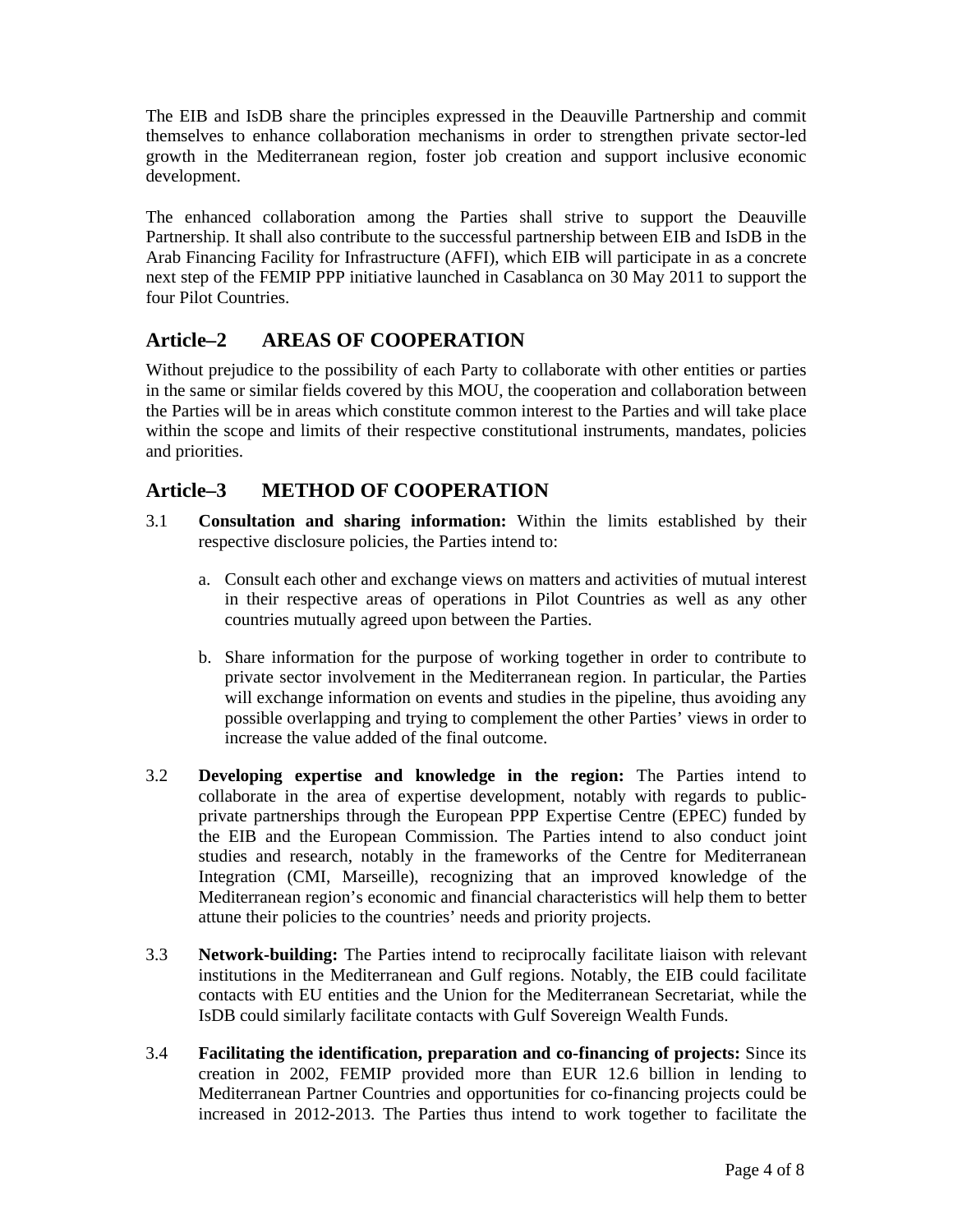The EIB and IsDB share the principles expressed in the Deauville Partnership and commit themselves to enhance collaboration mechanisms in order to strengthen private sector-led growth in the Mediterranean region, foster job creation and support inclusive economic development.

The enhanced collaboration among the Parties shall strive to support the Deauville Partnership. It shall also contribute to the successful partnership between EIB and IsDB in the Arab Financing Facility for Infrastructure (AFFI), which EIB will participate in as a concrete next step of the FEMIP PPP initiative launched in Casablanca on 30 May 2011 to support the four Pilot Countries.

## Article–2 AREAS OF COOPERATION

Without prejudice to the possibility of each Party to collaborate with other entities or parties in the same or similar fields covered by this MOU, the cooperation and collaboration between the Parties will be in areas which constitute common interest to the Parties and will take place within the scope and limits of their respective constitutional instruments, mandates, policies and priorities.

## Article–3 METHOD OF COOPERATION

3.1 **Consultation and sharing information:** Within the limits established by their respective disclosure policies, the Parties intend to:

a. Consult each other and exchange views on matters and activities of mutual interest in their respective areas of operations in Pilot Countries as well as any other countries mutually agreed upon between the Parties.

b. Share information for the purpose of working together in order to contribute to private sector involvement in the Mediterranean region. In particular, the Parties will exchange information on events and studies in the pipeline, thus avoiding any possible overlapping and trying to complement the other Parties' views in order to increase the value added of the final outcome.

3.2 **Developing expertise and knowledge in the region:** The Parties intend to collaborate in the area of expertise development, notably with regards to public-private partnerships through the European PPP Expertise Centre (EPEC) funded by the EIB and the European Commission. The Parties intend to also conduct joint studies and research, notably in the frameworks of the Centre for Mediterranean Integration (CMI, Marseille), recognizing that an improved knowledge of the Mediterranean region's economic and financial characteristics will help them to better attune their policies to the countries' needs and priority projects.

3.3 **Network-building:** The Parties intend to reciprocally facilitate liaison with relevant institutions in the Mediterranean and Gulf regions. Notably, the EIB could facilitate contacts with EU entities and the Union for the Mediterranean Secretariat, while the IsDB could similarly facilitate contacts with Gulf Sovereign Wealth Funds.

3.4 **Facilitating the identification, preparation and co-financing of projects:** Since its creation in 2002, FEMIP provided more than EUR 12.6 billion in lending to Mediterranean Partner Countries and opportunities for co-financing projects could be increased in 2012-2013. The Parties thus intend to work together to facilitate the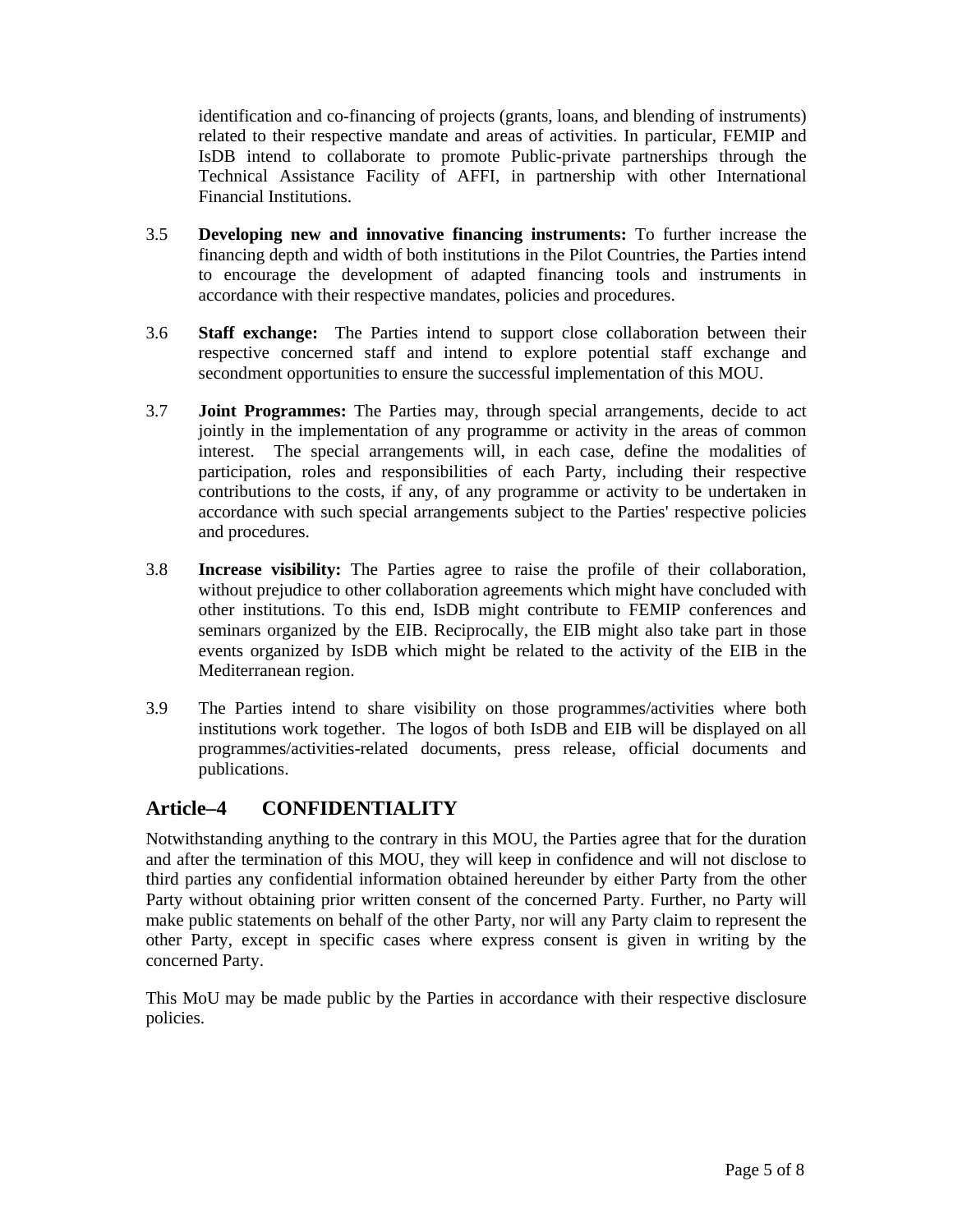identification and co-financing of projects (grants, loans, and blending of instruments) related to their respective mandate and areas of activities. In particular, FEMIP and IsDB intend to collaborate to promote Public-private partnerships through the Technical Assistance Facility of AFFI, in partnership with other International Financial Institutions.

3.5 **Developing new and innovative financing instruments:** To further increase the financing depth and width of both institutions in the Pilot Countries, the Parties intend to encourage the development of adapted financing tools and instruments in accordance with their respective mandates, policies and procedures.

3.6 **Staff exchange:** The Parties intend to support close collaboration between their respective concerned staff and intend to explore potential staff exchange and secondment opportunities to ensure the successful implementation of this MOU.

3.7 **Joint Programmes:** The Parties may, through special arrangements, decide to act jointly in the implementation of any programme or activity in the areas of common interest. The special arrangements will, in each case, define the modalities of participation, roles and responsibilities of each Party, including their respective contributions to the costs, if any, of any programme or activity to be undertaken in accordance with such special arrangements subject to the Parties' respective policies and procedures.

3.8 **Increase visibility:** The Parties agree to raise the profile of their collaboration, without prejudice to other collaboration agreements which might have concluded with other institutions. To this end, IsDB might contribute to FEMIP conferences and seminars organized by the EIB. Reciprocally, the EIB might also take part in those events organized by IsDB which might be related to the activity of the EIB in the Mediterranean region.

3.9 The Parties intend to share visibility on those programmes/activities where both institutions work together. The logos of both IsDB and EIB will be displayed on all programmes/activities-related documents, press release, official documents and publications.

## Article–4 CONFIDENTIALITY

Notwithstanding anything to the contrary in this MOU, the Parties agree that for the duration and after the termination of this MOU, they will keep in confidence and will not disclose to third parties any confidential information obtained hereunder by either Party from the other Party without obtaining prior written consent of the concerned Party. Further, no Party will make public statements on behalf of the other Party, nor will any Party claim to represent the other Party, except in specific cases where express consent is given in writing by the concerned Party.

This MoU may be made public by the Parties in accordance with their respective disclosure policies.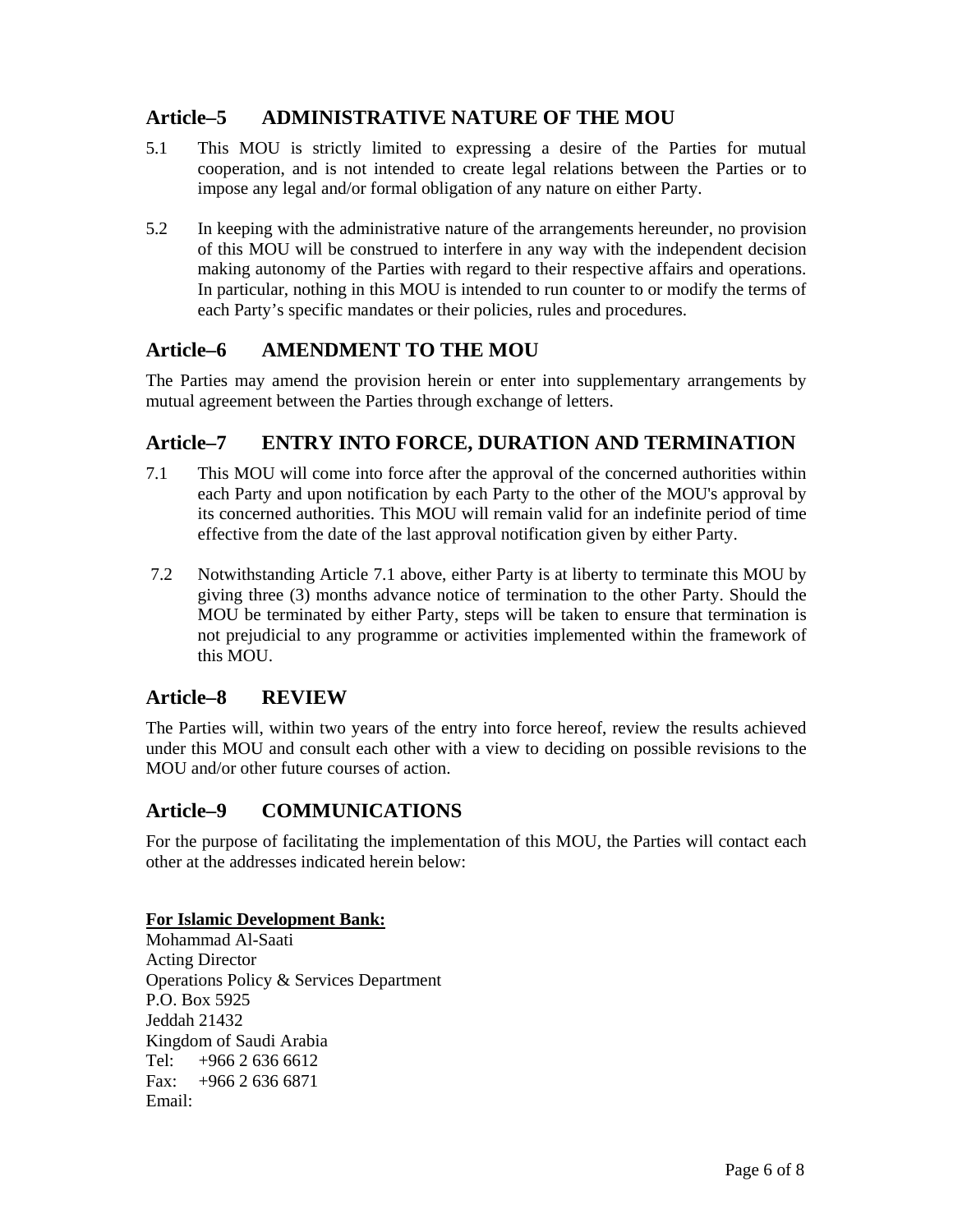## Article–5 ADMINISTRATIVE NATURE OF THE MOU

5.1 This MOU is strictly limited to expressing a desire of the Parties for mutual cooperation, and is not intended to create legal relations between the Parties or to impose any legal and/or formal obligation of any nature on either Party.

5.2 In keeping with the administrative nature of the arrangements hereunder, no provision of this MOU will be construed to interfere in any way with the independent decision making autonomy of the Parties with regard to their respective affairs and operations. In particular, nothing in this MOU is intended to run counter to or modify the terms of each Party's specific mandates or their policies, rules and procedures.

## Article–6 AMENDMENT TO THE MOU

The Parties may amend the provision herein or enter into supplementary arrangements by mutual agreement between the Parties through exchange of letters.

## Article–7 ENTRY INTO FORCE, DURATION AND TERMINATION

7.1 This MOU will come into force after the approval of the concerned authorities within each Party and upon notification by each Party to the other of the MOU's approval by its concerned authorities. This MOU will remain valid for an indefinite period of time effective from the date of the last approval notification given by either Party.

7.2 Notwithstanding Article 7.1 above, either Party is at liberty to terminate this MOU by giving three (3) months advance notice of termination to the other Party. Should the MOU be terminated by either Party, steps will be taken to ensure that termination is not prejudicial to any programme or activities implemented within the framework of this MOU.

## Article–8 REVIEW

The Parties will, within two years of the entry into force hereof, review the results achieved under this MOU and consult each other with a view to deciding on possible revisions to the MOU and/or other future courses of action.

## Article–9 COMMUNICATIONS

For the purpose of facilitating the implementation of this MOU, the Parties will contact each other at the addresses indicated herein below:

**For Islamic Development Bank:**
Mohammad Al-Saati
Acting Director
Operations Policy & Services Department
P.O. Box 5925
Jeddah 21432
Kingdom of Saudi Arabia
Tel: +966 2 636 6612
Fax: +966 2 636 6871
Email: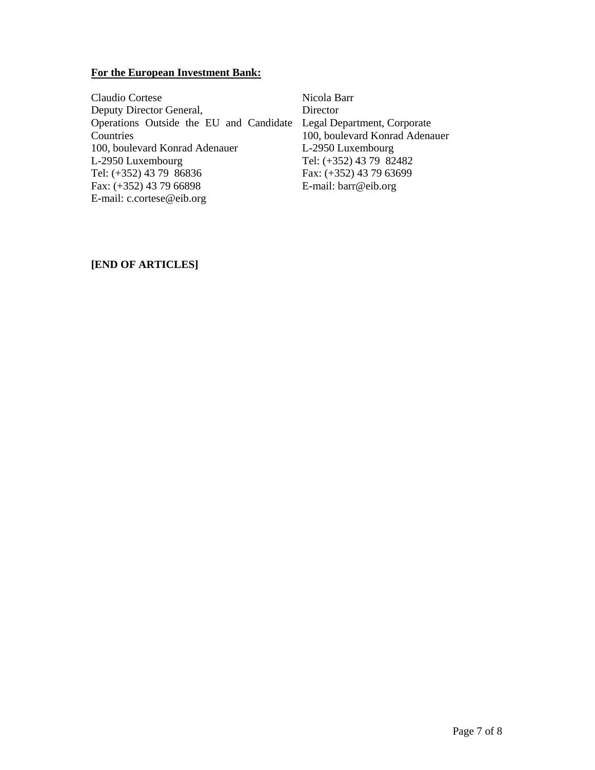**For the European Investment Bank:**

Claudio Cortese
Deputy Director General,
Operations Outside the EU and Candidate Countries
100, boulevard Konrad Adenauer
L-2950 Luxembourg
Tel: (+352) 43 79 86836
Fax: (+352) 43 79 66898
E-mail: c.cortese@eib.org

Nicola Barr
Director
Legal Department, Corporate
100, boulevard Konrad Adenauer
L-2950 Luxembourg
Tel: (+352) 43 79 82482
Fax: (+352) 43 79 63699
E-mail: barr@eib.org

**[END OF ARTICLES]**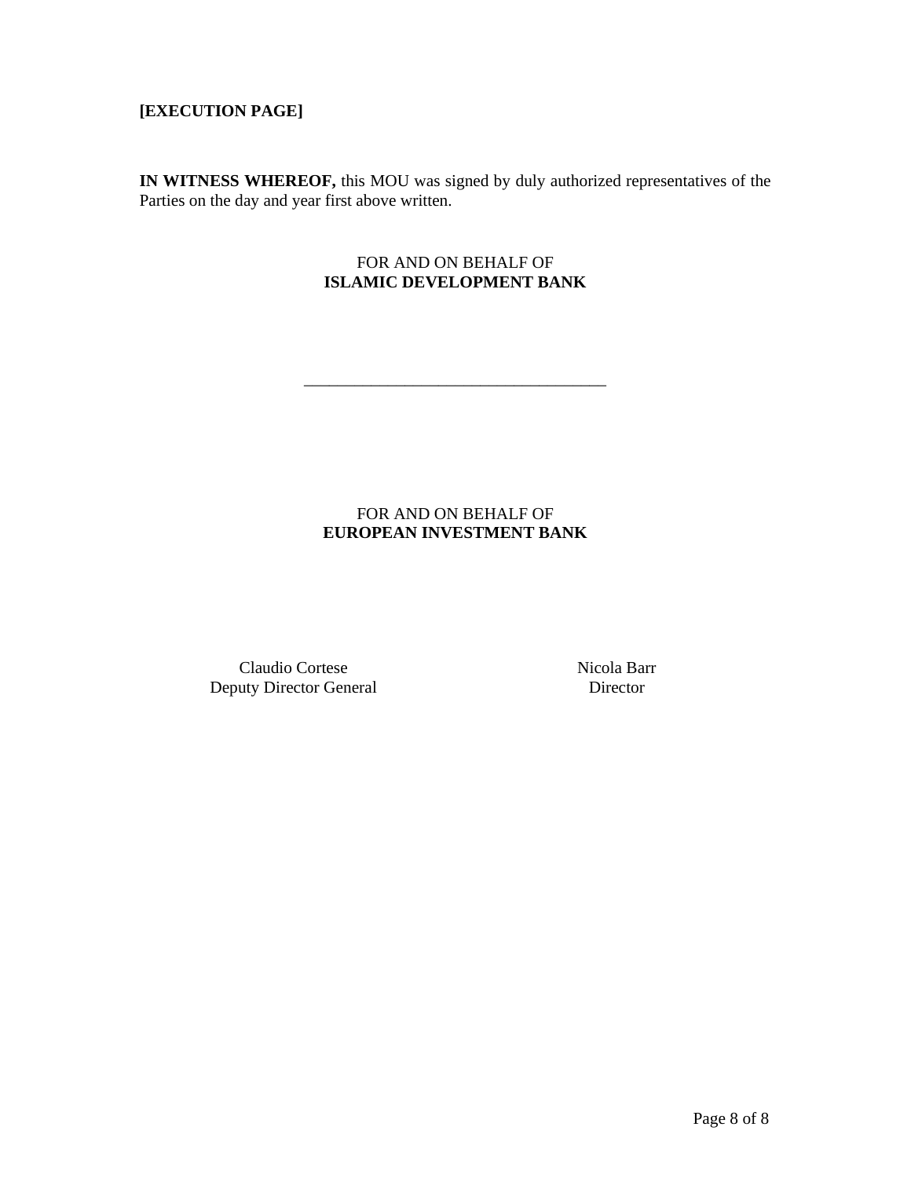**[EXECUTION PAGE]**

**IN WITNESS WHEREOF,** this MOU was signed by duly authorized representatives of the Parties on the day and year first above written.

FOR AND ON BEHALF OF
**ISLAMIC DEVELOPMENT BANK**

\_\_\_\_\_\_\_\_\_\_\_\_\_\_\_\_\_\_\_\_\_\_\_\_\_\_\_\_\_\_\_\_\_\_\_\_

FOR AND ON BEHALF OF
**EUROPEAN INVESTMENT BANK**

| | |
|---|---|
| Claudio Cortese<br>Deputy Director General | Nicola Barr<br>Director |